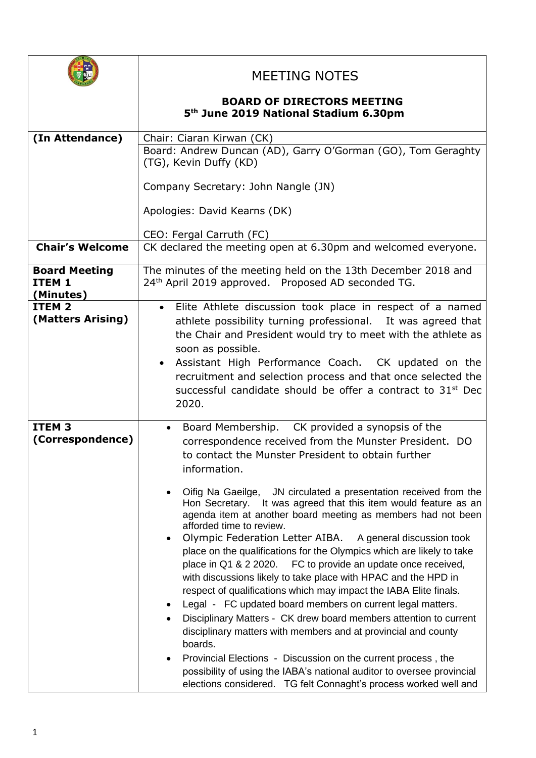| | MEETING NOTES<br><br>**BOARD OF DIRECTORS MEETING**<br>**5th June 2019 National Stadium 6.30pm** |
|---|---|
| **(In Attendance)** | Chair: Ciaran Kirwan (CK)<br>Board: Andrew Duncan (AD), Garry O'Gorman (GO), Tom Geraghty (TG), Kevin Duffy (KD)<br><br>Company Secretary: John Nangle (JN)<br><br>Apologies: David Kearns (DK)<br><br>CEO: Fergal Carruth (FC) |
| **Chair's Welcome** | CK declared the meeting open at 6.30pm and welcomed everyone. |
| **Board Meeting ITEM 1 (Minutes)** | The minutes of the meeting held on the 13th December 2018 and 24th April 2019 approved. Proposed AD seconded TG. |
| **ITEM 2 (Matters Arising)** | • Elite Athlete discussion took place in respect of a named athlete possibility turning professional. It was agreed that the Chair and President would try to meet with the athlete as soon as possible.<br>• Assistant High Performance Coach. CK updated on the recruitment and selection process and that once selected the successful candidate should be offer a contract to 31st Dec 2020. |
| **ITEM 3 (Correspondence)** | • Board Membership. CK provided a synopsis of the correspondence received from the Munster President. DO to contact the Munster President to obtain further information.<br>• Oifig Na Gaeilge, JN circulated a presentation received from the Hon Secretary. It was agreed that this item would feature as an agenda item at another board meeting as members had not been afforded time to review.<br>• Olympic Federation Letter AIBA. A general discussion took place on the qualifications for the Olympics which are likely to take place in Q1 & 2 2020. FC to provide an update once received, with discussions likely to take place with HPAC and the HPD in respect of qualifications which may impact the IABA Elite finals.<br>• Legal - FC updated board members on current legal matters.<br>• Disciplinary Matters - CK drew board members attention to current disciplinary matters with members and at provincial and county boards.<br>• Provincial Elections - Discussion on the current process , the possibility of using the IABA's national auditor to oversee provincial elections considered. TG felt Connaght's process worked well and |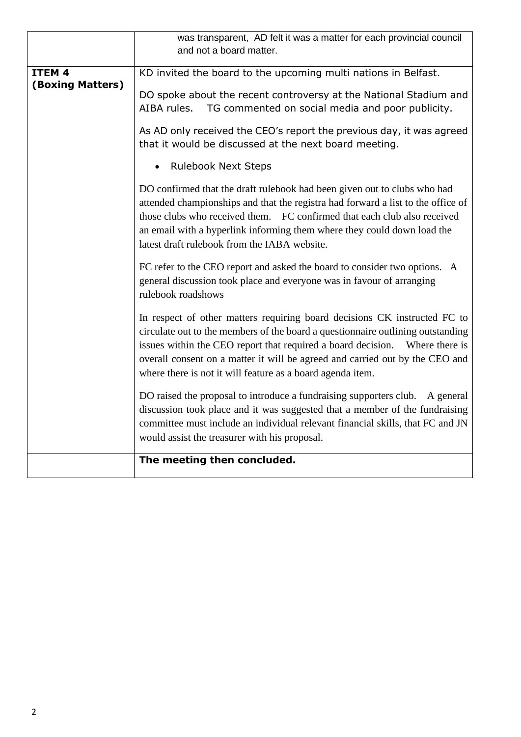| | |
|---|---|
| | was transparent, AD felt it was a matter for each provincial council and not a board matter. |
| **ITEM 4 (Boxing Matters)** | KD invited the board to the upcoming multi nations in Belfast.<br><br>DO spoke about the recent controversy at the National Stadium and AIBA rules. TG commented on social media and poor publicity.<br><br>As AD only received the CEO's report the previous day, it was agreed that it would be discussed at the next board meeting.<br><br>• Rulebook Next Steps<br><br>DO confirmed that the draft rulebook had been given out to clubs who had attended championships and that the registra had forward a list to the office of those clubs who received them. FC confirmed that each club also received an email with a hyperlink informing them where they could down load the latest draft rulebook from the IABA website.<br><br>FC refer to the CEO report and asked the board to consider two options. A general discussion took place and everyone was in favour of arranging rulebook roadshows<br><br>In respect of other matters requiring board decisions CK instructed FC to circulate out to the members of the board a questionnaire outlining outstanding issues within the CEO report that required a board decision. Where there is overall consent on a matter it will be agreed and carried out by the CEO and where there is not it will feature as a board agenda item.<br><br>DO raised the proposal to introduce a fundraising supporters club. A general discussion took place and it was suggested that a member of the fundraising committee must include an individual relevant financial skills, that FC and JN would assist the treasurer with his proposal. |
| | **The meeting then concluded.** |